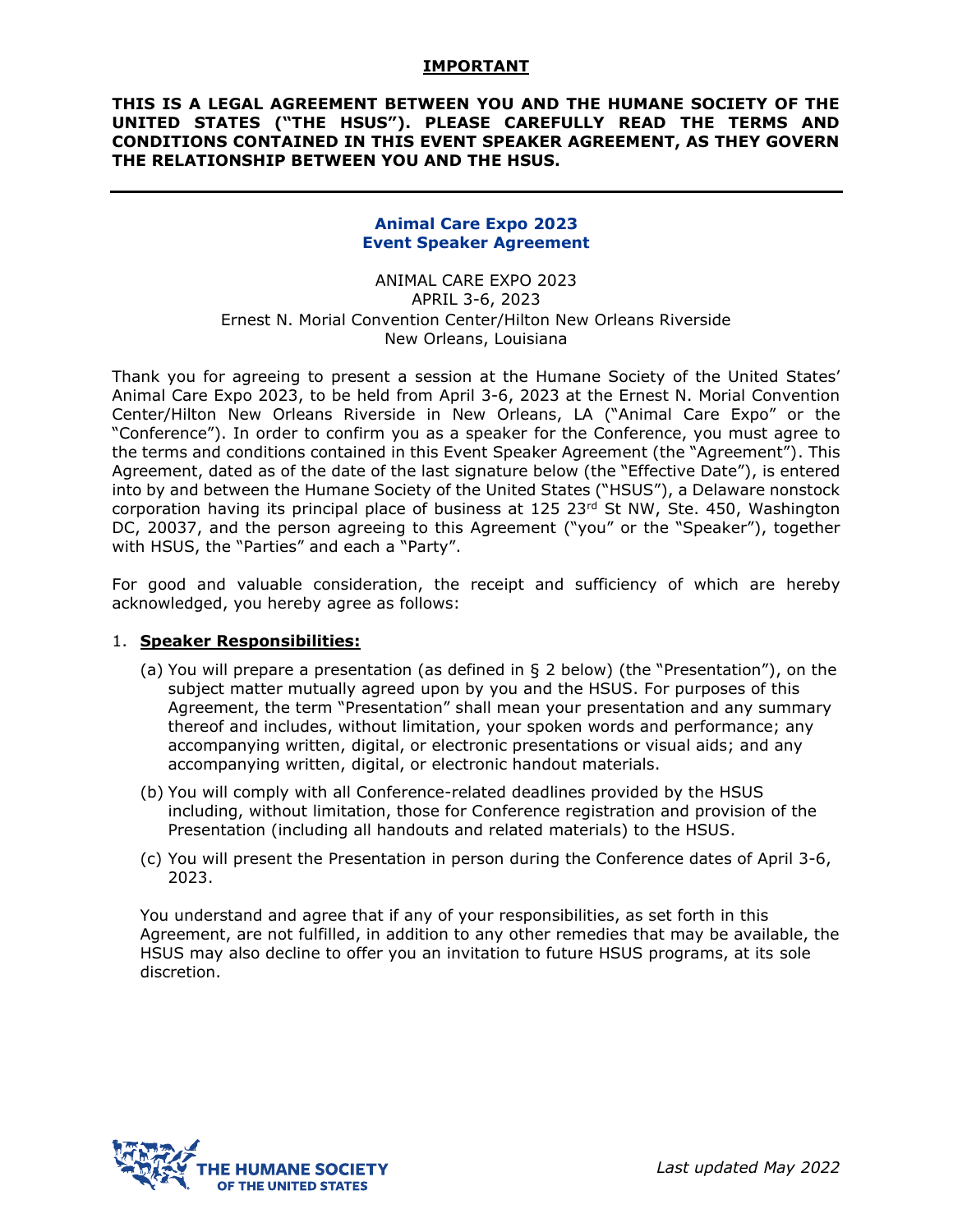**IMPORTANT**

**THIS IS A LEGAL AGREEMENT BETWEEN YOU AND THE HUMANE SOCIETY OF THE UNITED STATES ("THE HSUS"). PLEASE CAREFULLY READ THE TERMS AND CONDITIONS CONTAINED IN THIS EVENT SPEAKER AGREEMENT, AS THEY GOVERN THE RELATIONSHIP BETWEEN YOU AND THE HSUS.**

---

## Animal Care Expo 2023
## Event Speaker Agreement

ANIMAL CARE EXPO 2023
APRIL 3-6, 2023
Ernest N. Morial Convention Center/Hilton New Orleans Riverside
New Orleans, Louisiana

Thank you for agreeing to present a session at the Humane Society of the United States' Animal Care Expo 2023, to be held from April 3-6, 2023 at the Ernest N. Morial Convention Center/Hilton New Orleans Riverside in New Orleans, LA ("Animal Care Expo" or the "Conference"). In order to confirm you as a speaker for the Conference, you must agree to the terms and conditions contained in this Event Speaker Agreement (the "Agreement"). This Agreement, dated as of the date of the last signature below (the "Effective Date"), is entered into by and between the Humane Society of the United States ("HSUS"), a Delaware nonstock corporation having its principal place of business at 125 23rd St NW, Ste. 450, Washington DC, 20037, and the person agreeing to this Agreement ("you" or the "Speaker"), together with HSUS, the "Parties" and each a "Party".

For good and valuable consideration, the receipt and sufficiency of which are hereby acknowledged, you hereby agree as follows:

1. **Speaker Responsibilities:**

   (a) You will prepare a presentation (as defined in § 2 below) (the "Presentation"), on the subject matter mutually agreed upon by you and the HSUS. For purposes of this Agreement, the term "Presentation" shall mean your presentation and any summary thereof and includes, without limitation, your spoken words and performance; any accompanying written, digital, or electronic presentations or visual aids; and any accompanying written, digital, or electronic handout materials.

   (b) You will comply with all Conference-related deadlines provided by the HSUS including, without limitation, those for Conference registration and provision of the Presentation (including all handouts and related materials) to the HSUS.

   (c) You will present the Presentation in person during the Conference dates of April 3-6, 2023.

   You understand and agree that if any of your responsibilities, as set forth in this Agreement, are not fulfilled, in addition to any other remedies that may be available, the HSUS may also decline to offer you an invitation to future HSUS programs, at its sole discretion.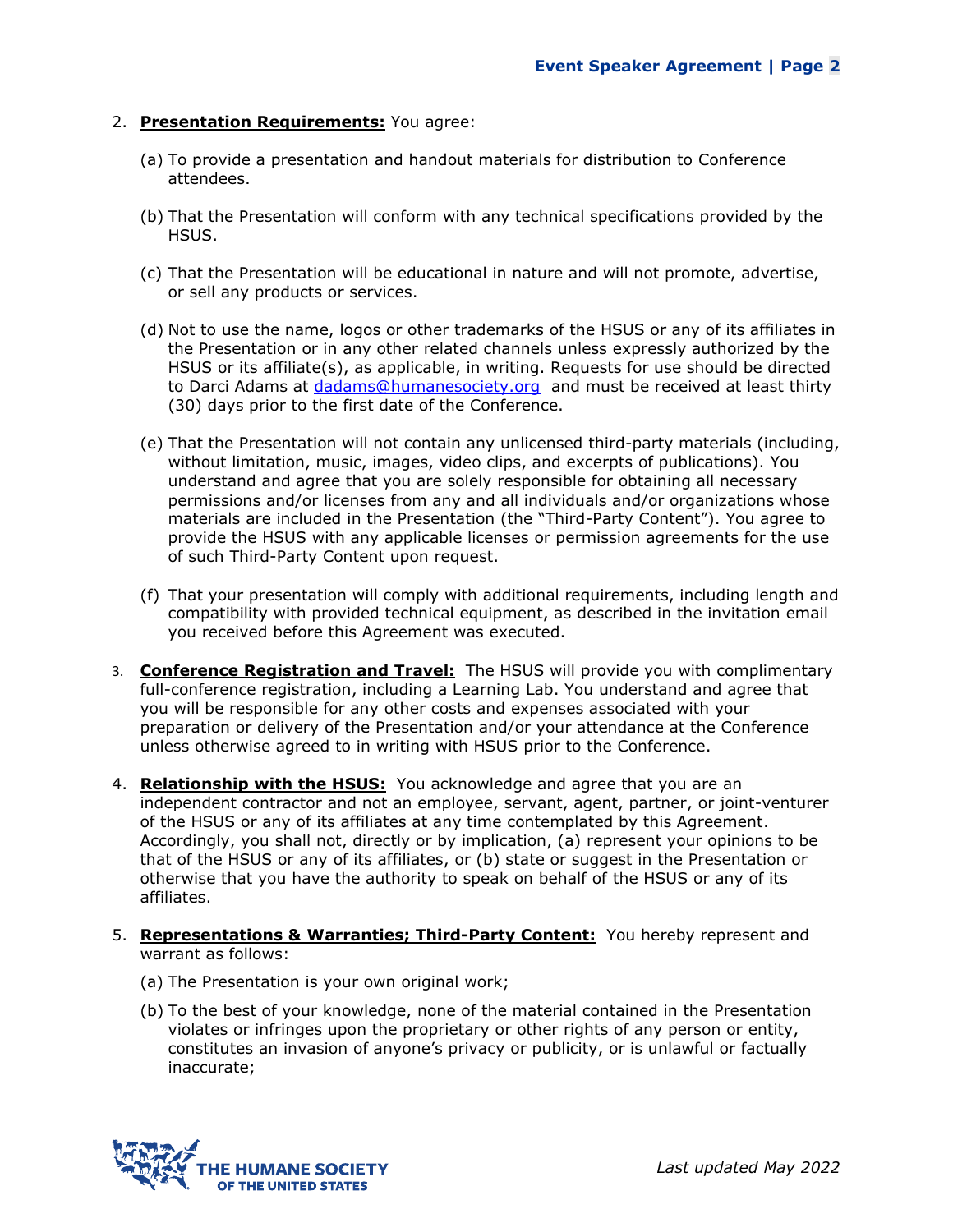2. **Presentation Requirements:** You agree:

   (a) To provide a presentation and handout materials for distribution to Conference attendees.

   (b) That the Presentation will conform with any technical specifications provided by the HSUS.

   (c) That the Presentation will be educational in nature and will not promote, advertise, or sell any products or services.

   (d) Not to use the name, logos or other trademarks of the HSUS or any of its affiliates in the Presentation or in any other related channels unless expressly authorized by the HSUS or its affiliate(s), as applicable, in writing. Requests for use should be directed to Darci Adams at dadams@humanesociety.org and must be received at least thirty (30) days prior to the first date of the Conference.

   (e) That the Presentation will not contain any unlicensed third-party materials (including, without limitation, music, images, video clips, and excerpts of publications). You understand and agree that you are solely responsible for obtaining all necessary permissions and/or licenses from any and all individuals and/or organizations whose materials are included in the Presentation (the "Third-Party Content"). You agree to provide the HSUS with any applicable licenses or permission agreements for the use of such Third-Party Content upon request.

   (f) That your presentation will comply with additional requirements, including length and compatibility with provided technical equipment, as described in the invitation email you received before this Agreement was executed.

3. **Conference Registration and Travel:** The HSUS will provide you with complimentary full-conference registration, including a Learning Lab. You understand and agree that you will be responsible for any other costs and expenses associated with your preparation or delivery of the Presentation and/or your attendance at the Conference unless otherwise agreed to in writing with HSUS prior to the Conference.

4. **Relationship with the HSUS:** You acknowledge and agree that you are an independent contractor and not an employee, servant, agent, partner, or joint-venturer of the HSUS or any of its affiliates at any time contemplated by this Agreement. Accordingly, you shall not, directly or by implication, (a) represent your opinions to be that of the HSUS or any of its affiliates, or (b) state or suggest in the Presentation or otherwise that you have the authority to speak on behalf of the HSUS or any of its affiliates.

5. **Representations & Warranties; Third-Party Content:** You hereby represent and warrant as follows:

   (a) The Presentation is your own original work;

   (b) To the best of your knowledge, none of the material contained in the Presentation violates or infringes upon the proprietary or other rights of any person or entity, constitutes an invasion of anyone's privacy or publicity, or is unlawful or factually inaccurate;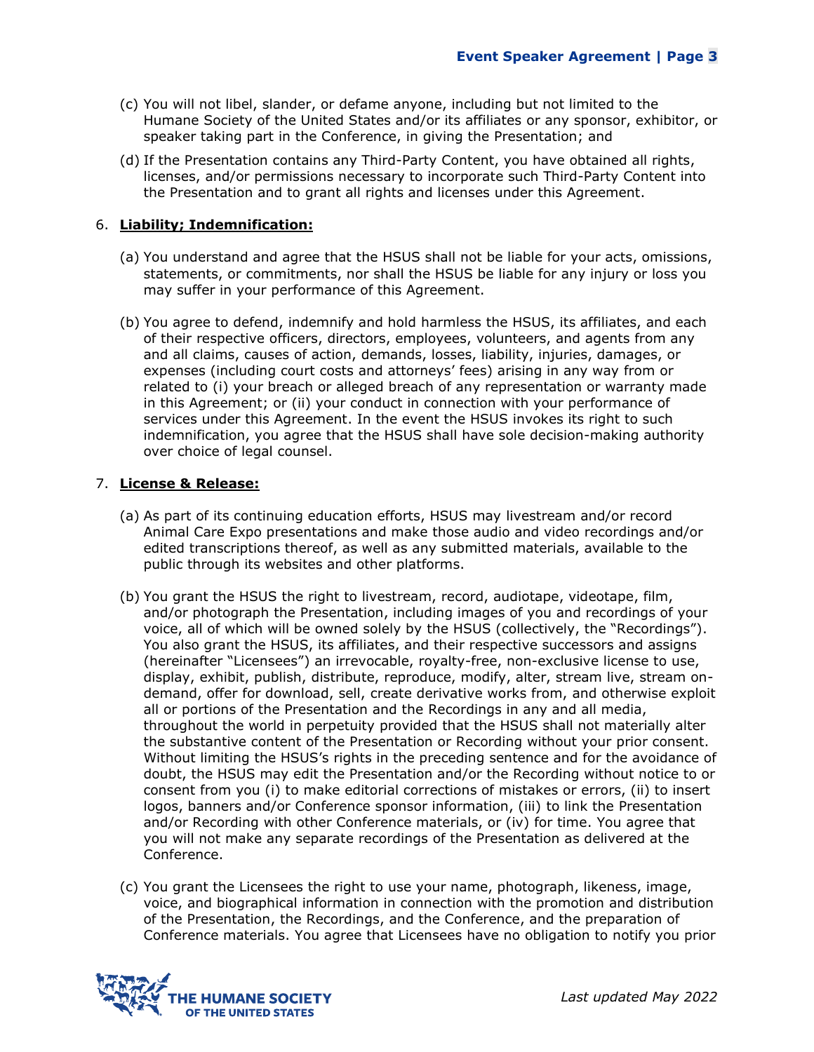(c) You will not libel, slander, or defame anyone, including but not limited to the Humane Society of the United States and/or its affiliates or any sponsor, exhibitor, or speaker taking part in the Conference, in giving the Presentation; and

(d) If the Presentation contains any Third-Party Content, you have obtained all rights, licenses, and/or permissions necessary to incorporate such Third-Party Content into the Presentation and to grant all rights and licenses under this Agreement.

6. **Liability; Indemnification:**

(a) You understand and agree that the HSUS shall not be liable for your acts, omissions, statements, or commitments, nor shall the HSUS be liable for any injury or loss you may suffer in your performance of this Agreement.

(b) You agree to defend, indemnify and hold harmless the HSUS, its affiliates, and each of their respective officers, directors, employees, volunteers, and agents from any and all claims, causes of action, demands, losses, liability, injuries, damages, or expenses (including court costs and attorneys' fees) arising in any way from or related to (i) your breach or alleged breach of any representation or warranty made in this Agreement; or (ii) your conduct in connection with your performance of services under this Agreement. In the event the HSUS invokes its right to such indemnification, you agree that the HSUS shall have sole decision-making authority over choice of legal counsel.

7. **License & Release:**

(a) As part of its continuing education efforts, HSUS may livestream and/or record Animal Care Expo presentations and make those audio and video recordings and/or edited transcriptions thereof, as well as any submitted materials, available to the public through its websites and other platforms.

(b) You grant the HSUS the right to livestream, record, audiotape, videotape, film, and/or photograph the Presentation, including images of you and recordings of your voice, all of which will be owned solely by the HSUS (collectively, the "Recordings"). You also grant the HSUS, its affiliates, and their respective successors and assigns (hereinafter "Licensees") an irrevocable, royalty-free, non-exclusive license to use, display, exhibit, publish, distribute, reproduce, modify, alter, stream live, stream on-demand, offer for download, sell, create derivative works from, and otherwise exploit all or portions of the Presentation and the Recordings in any and all media, throughout the world in perpetuity provided that the HSUS shall not materially alter the substantive content of the Presentation or Recording without your prior consent. Without limiting the HSUS's rights in the preceding sentence and for the avoidance of doubt, the HSUS may edit the Presentation and/or the Recording without notice to or consent from you (i) to make editorial corrections of mistakes or errors, (ii) to insert logos, banners and/or Conference sponsor information, (iii) to link the Presentation and/or Recording with other Conference materials, or (iv) for time. You agree that you will not make any separate recordings of the Presentation as delivered at the Conference.

(c) You grant the Licensees the right to use your name, photograph, likeness, image, voice, and biographical information in connection with the promotion and distribution of the Presentation, the Recordings, and the Conference, and the preparation of Conference materials. You agree that Licensees have no obligation to notify you prior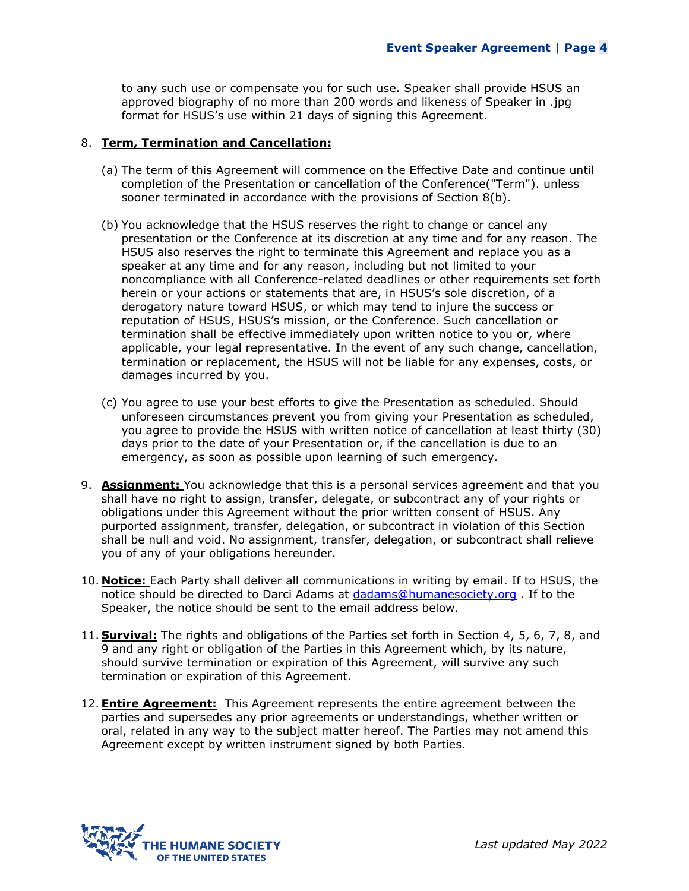to any such use or compensate you for such use. Speaker shall provide HSUS an approved biography of no more than 200 words and likeness of Speaker in .jpg format for HSUS's use within 21 days of signing this Agreement.

8. **Term, Termination and Cancellation:**

   (a) The term of this Agreement will commence on the Effective Date and continue until completion of the Presentation or cancellation of the Conference("Term"). unless sooner terminated in accordance with the provisions of Section 8(b).

   (b) You acknowledge that the HSUS reserves the right to change or cancel any presentation or the Conference at its discretion at any time and for any reason. The HSUS also reserves the right to terminate this Agreement and replace you as a speaker at any time and for any reason, including but not limited to your noncompliance with all Conference-related deadlines or other requirements set forth herein or your actions or statements that are, in HSUS's sole discretion, of a derogatory nature toward HSUS, or which may tend to injure the success or reputation of HSUS, HSUS's mission, or the Conference. Such cancellation or termination shall be effective immediately upon written notice to you or, where applicable, your legal representative. In the event of any such change, cancellation, termination or replacement, the HSUS will not be liable for any expenses, costs, or damages incurred by you.

   (c) You agree to use your best efforts to give the Presentation as scheduled. Should unforeseen circumstances prevent you from giving your Presentation as scheduled, you agree to provide the HSUS with written notice of cancellation at least thirty (30) days prior to the date of your Presentation or, if the cancellation is due to an emergency, as soon as possible upon learning of such emergency.

9. **Assignment:** You acknowledge that this is a personal services agreement and that you shall have no right to assign, transfer, delegate, or subcontract any of your rights or obligations under this Agreement without the prior written consent of HSUS. Any purported assignment, transfer, delegation, or subcontract in violation of this Section shall be null and void. No assignment, transfer, delegation, or subcontract shall relieve you of any of your obligations hereunder.

10. **Notice:** Each Party shall deliver all communications in writing by email. If to HSUS, the notice should be directed to Darci Adams at [dadams@humanesociety.org](mailto:dadams@humanesociety.org) . If to the Speaker, the notice should be sent to the email address below.

11. **Survival:** The rights and obligations of the Parties set forth in Section 4, 5, 6, 7, 8, and 9 and any right or obligation of the Parties in this Agreement which, by its nature, should survive termination or expiration of this Agreement, will survive any such termination or expiration of this Agreement.

12. **Entire Agreement:** This Agreement represents the entire agreement between the parties and supersedes any prior agreements or understandings, whether written or oral, related in any way to the subject matter hereof. The Parties may not amend this Agreement except by written instrument signed by both Parties.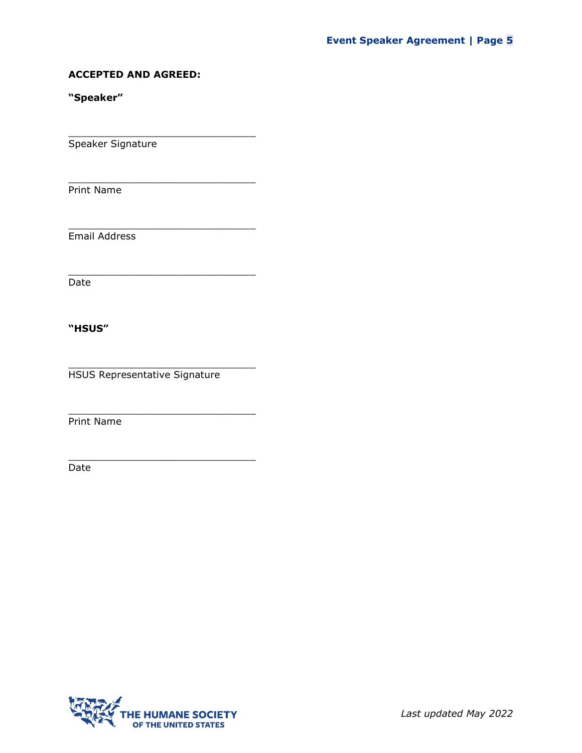**ACCEPTED AND AGREED:**

**"Speaker"**

\_\_\_\_\_\_\_\_\_\_\_\_\_\_\_\_\_\_\_\_\_\_\_\_\_\_\_\_\_\_\_\_
Speaker Signature

\_\_\_\_\_\_\_\_\_\_\_\_\_\_\_\_\_\_\_\_\_\_\_\_\_\_\_\_\_\_\_\_
Print Name

\_\_\_\_\_\_\_\_\_\_\_\_\_\_\_\_\_\_\_\_\_\_\_\_\_\_\_\_\_\_\_\_
Email Address

\_\_\_\_\_\_\_\_\_\_\_\_\_\_\_\_\_\_\_\_\_\_\_\_\_\_\_\_\_\_\_\_
Date

**"HSUS"**

\_\_\_\_\_\_\_\_\_\_\_\_\_\_\_\_\_\_\_\_\_\_\_\_\_\_\_\_\_\_\_\_
HSUS Representative Signature

\_\_\_\_\_\_\_\_\_\_\_\_\_\_\_\_\_\_\_\_\_\_\_\_\_\_\_\_\_\_\_\_
Print Name

\_\_\_\_\_\_\_\_\_\_\_\_\_\_\_\_\_\_\_\_\_\_\_\_\_\_\_\_\_\_\_\_
Date

THE HUMANE SOCIETY OF THE UNITED STATES

*Last updated May 2022*